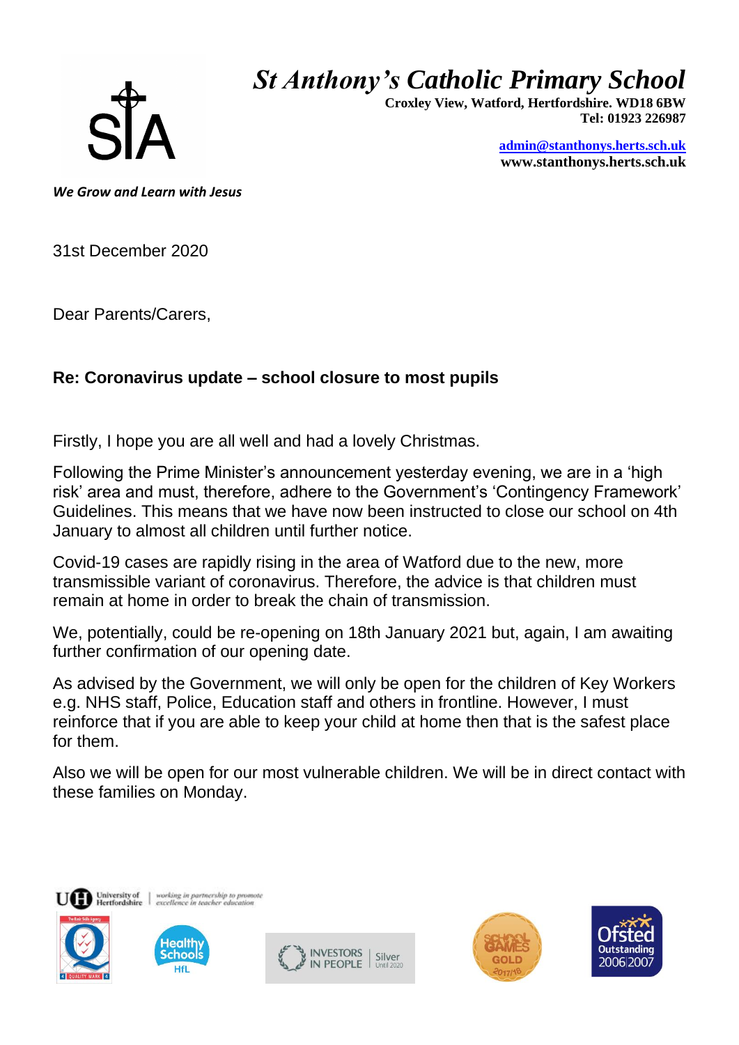# St Anthony's Catholic Primary School

**Croxley View, Watford, Hertfordshire. WD18 6BW**
**Tel: 01923 226987**

**admin@stanthonys.herts.sch.uk**
**www.stanthonys.herts.sch.uk**

***We Grow and Learn with Jesus***

31st December 2020

Dear Parents/Carers,

**Re: Coronavirus update – school closure to most pupils**

Firstly, I hope you are all well and had a lovely Christmas.

Following the Prime Minister's announcement yesterday evening, we are in a 'high risk' area and must, therefore, adhere to the Government's 'Contingency Framework' Guidelines. This means that we have now been instructed to close our school on 4th January to almost all children until further notice.

Covid-19 cases are rapidly rising in the area of Watford due to the new, more transmissible variant of coronavirus. Therefore, the advice is that children must remain at home in order to break the chain of transmission.

We, potentially, could be re-opening on 18th January 2021 but, again, I am awaiting further confirmation of our opening date.

As advised by the Government, we will only be open for the children of Key Workers e.g. NHS staff, Police, Education staff and others in frontline. However, I must reinforce that if you are able to keep your child at home then that is the safest place for them.

Also we will be open for our most vulnerable children. We will be in direct contact with these families on Monday.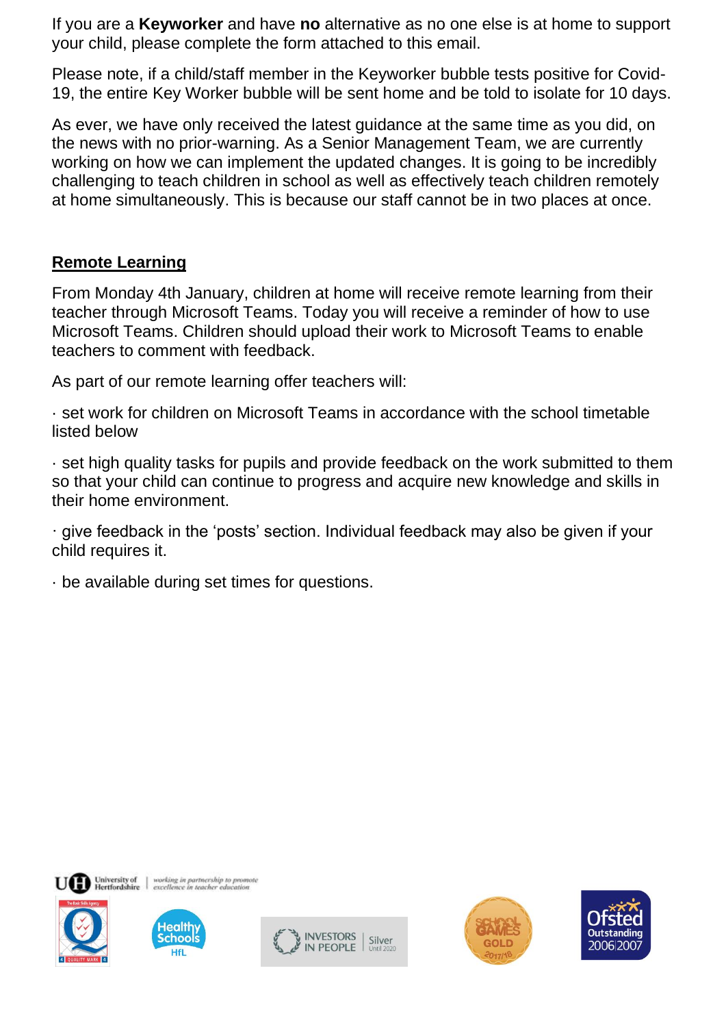If you are a **Keyworker** and have **no** alternative as no one else is at home to support your child, please complete the form attached to this email.

Please note, if a child/staff member in the Keyworker bubble tests positive for Covid-19, the entire Key Worker bubble will be sent home and be told to isolate for 10 days.

As ever, we have only received the latest guidance at the same time as you did, on the news with no prior-warning. As a Senior Management Team, we are currently working on how we can implement the updated changes. It is going to be incredibly challenging to teach children in school as well as effectively teach children remotely at home simultaneously. This is because our staff cannot be in two places at once.

## Remote Learning

From Monday 4th January, children at home will receive remote learning from their teacher through Microsoft Teams. Today you will receive a reminder of how to use Microsoft Teams. Children should upload their work to Microsoft Teams to enable teachers to comment with feedback.

As part of our remote learning offer teachers will:

· set work for children on Microsoft Teams in accordance with the school timetable listed below

· set high quality tasks for pupils and provide feedback on the work submitted to them so that your child can continue to progress and acquire new knowledge and skills in their home environment.

· give feedback in the 'posts' section. Individual feedback may also be given if your child requires it.

· be available during set times for questions.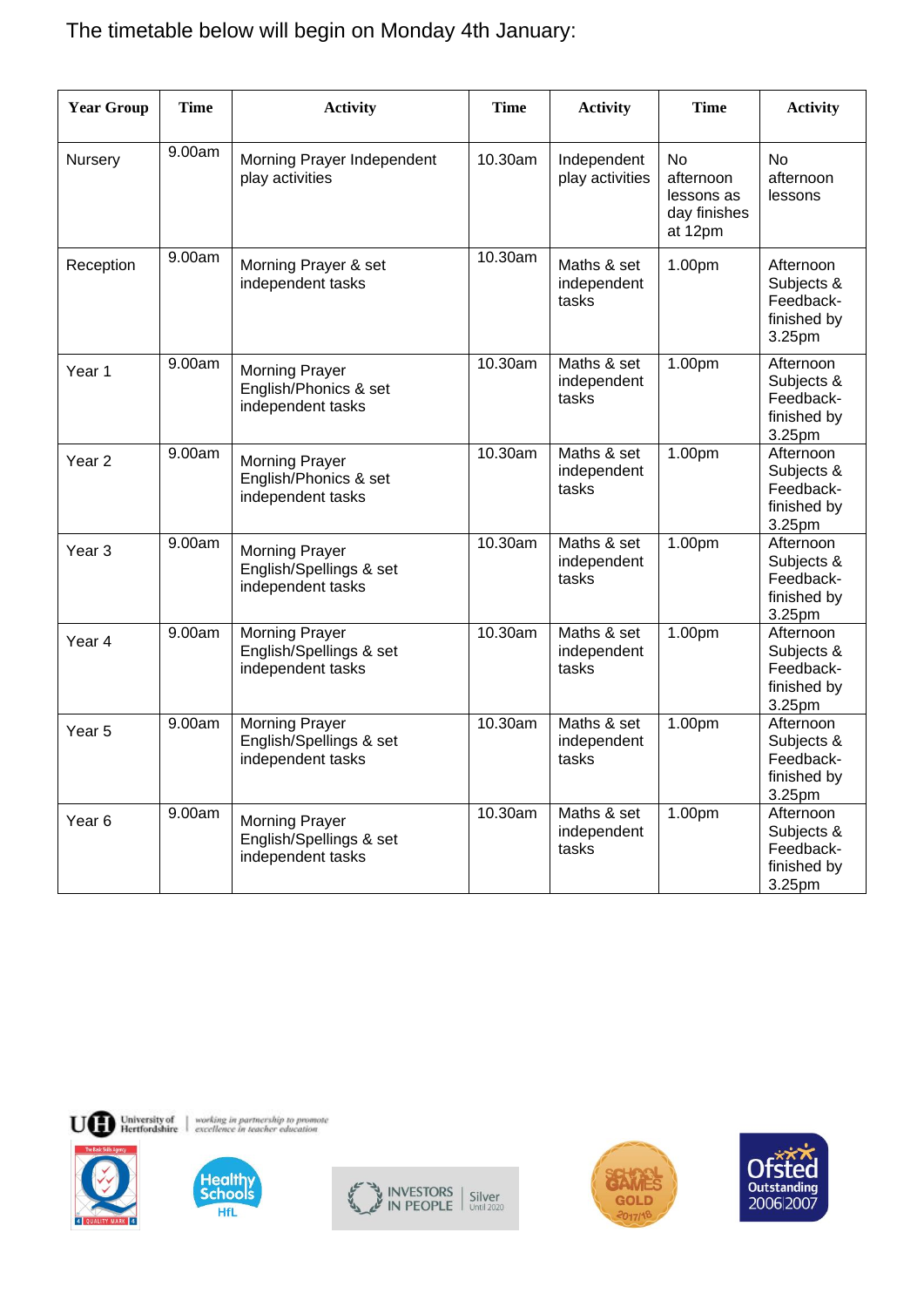The timetable below will begin on Monday 4th January:

| Year Group | Time | Activity | Time | Activity | Time | Activity |
|---|---|---|---|---|---|---|
| Nursery | 9.00am | Morning Prayer Independent play activities | 10.30am | Independent play activities | No afternoon lessons as day finishes at 12pm | No afternoon lessons |
| Reception | 9.00am | Morning Prayer & set independent tasks | 10.30am | Maths & set independent tasks | 1.00pm | Afternoon Subjects & Feedback- finished by 3.25pm |
| Year 1 | 9.00am | Morning Prayer English/Phonics & set independent tasks | 10.30am | Maths & set independent tasks | 1.00pm | Afternoon Subjects & Feedback- finished by 3.25pm |
| Year 2 | 9.00am | Morning Prayer English/Phonics & set independent tasks | 10.30am | Maths & set independent tasks | 1.00pm | Afternoon Subjects & Feedback- finished by 3.25pm |
| Year 3 | 9.00am | Morning Prayer English/Spellings & set independent tasks | 10.30am | Maths & set independent tasks | 1.00pm | Afternoon Subjects & Feedback- finished by 3.25pm |
| Year 4 | 9.00am | Morning Prayer English/Spellings & set independent tasks | 10.30am | Maths & set independent tasks | 1.00pm | Afternoon Subjects & Feedback- finished by 3.25pm |
| Year 5 | 9.00am | Morning Prayer English/Spellings & set independent tasks | 10.30am | Maths & set independent tasks | 1.00pm | Afternoon Subjects & Feedback- finished by 3.25pm |
| Year 6 | 9.00am | Morning Prayer English/Spellings & set independent tasks | 10.30am | Maths & set independent tasks | 1.00pm | Afternoon Subjects & Feedback- finished by 3.25pm |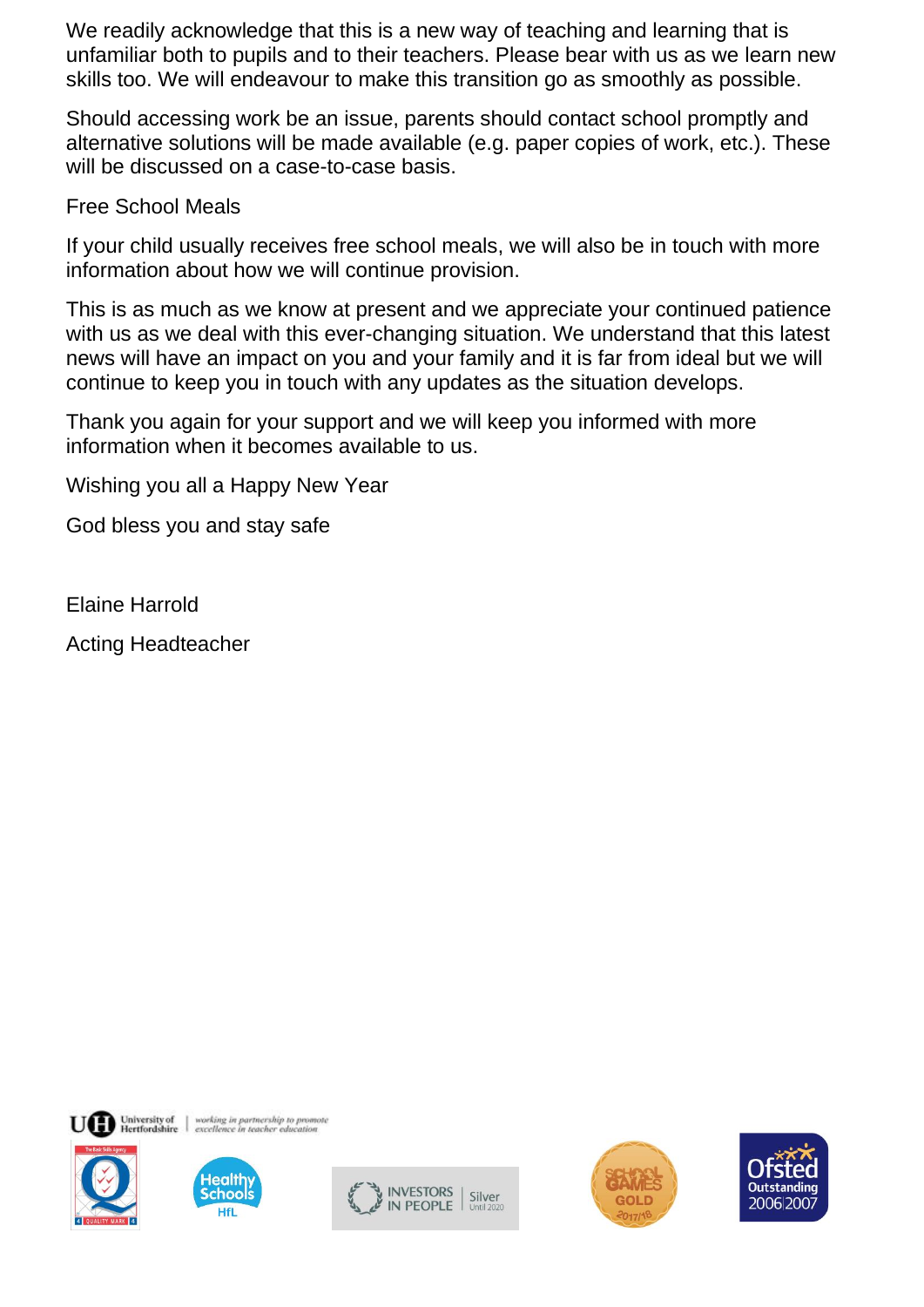We readily acknowledge that this is a new way of teaching and learning that is unfamiliar both to pupils and to their teachers. Please bear with us as we learn new skills too. We will endeavour to make this transition go as smoothly as possible.

Should accessing work be an issue, parents should contact school promptly and alternative solutions will be made available (e.g. paper copies of work, etc.). These will be discussed on a case-to-case basis.

Free School Meals

If your child usually receives free school meals, we will also be in touch with more information about how we will continue provision.

This is as much as we know at present and we appreciate your continued patience with us as we deal with this ever-changing situation. We understand that this latest news will have an impact on you and your family and it is far from ideal but we will continue to keep you in touch with any updates as the situation develops.

Thank you again for your support and we will keep you informed with more information when it becomes available to us.

Wishing you all a Happy New Year

God bless you and stay safe

Elaine Harrold

Acting Headteacher